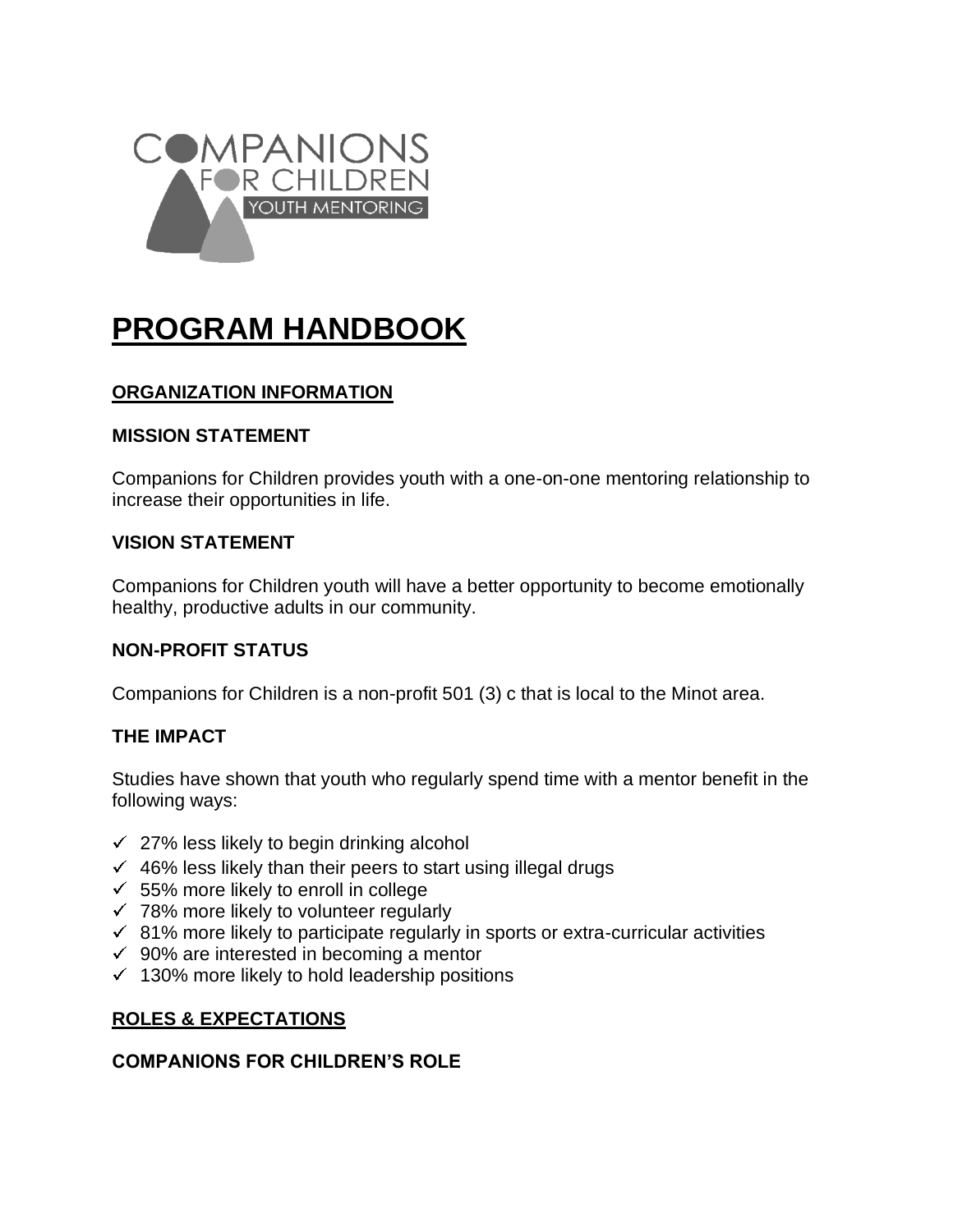COMPANIONS FOR CHILDREN YOUTH MENTORING

# PROGRAM HANDBOOK

## ORGANIZATION INFORMATION

### MISSION STATEMENT

Companions for Children provides youth with a one-on-one mentoring relationship to increase their opportunities in life.

### VISION STATEMENT

Companions for Children youth will have a better opportunity to become emotionally healthy, productive adults in our community.

### NON-PROFIT STATUS

Companions for Children is a non-profit 501 (3) c that is local to the Minot area.

### THE IMPACT

Studies have shown that youth who regularly spend time with a mentor benefit in the following ways:

- ✓ 27% less likely to begin drinking alcohol
- ✓ 46% less likely than their peers to start using illegal drugs
- ✓ 55% more likely to enroll in college
- ✓ 78% more likely to volunteer regularly
- ✓ 81% more likely to participate regularly in sports or extra-curricular activities
- ✓ 90% are interested in becoming a mentor
- ✓ 130% more likely to hold leadership positions

## ROLES & EXPECTATIONS

### COMPANIONS FOR CHILDREN'S ROLE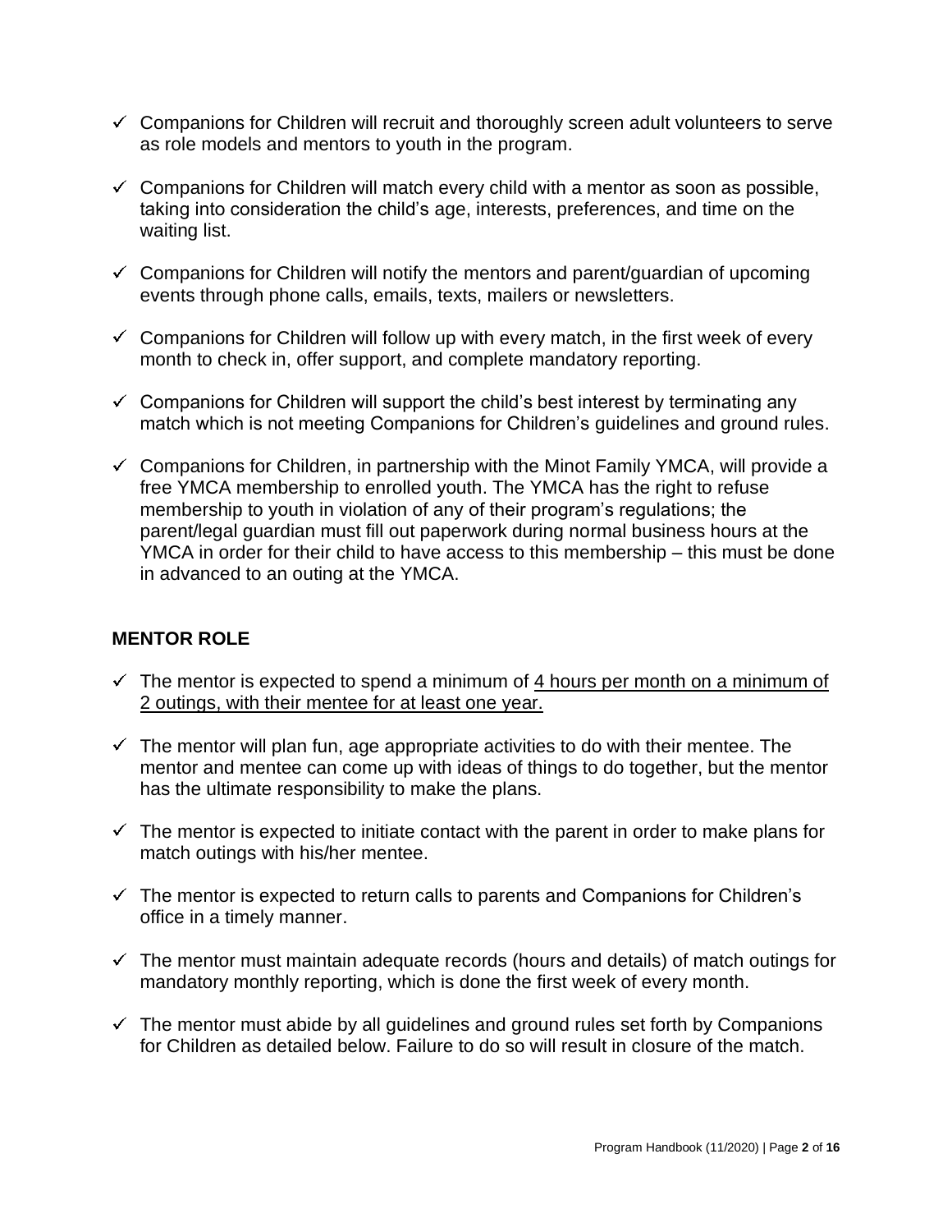- ✓ Companions for Children will recruit and thoroughly screen adult volunteers to serve as role models and mentors to youth in the program.
- ✓ Companions for Children will match every child with a mentor as soon as possible, taking into consideration the child's age, interests, preferences, and time on the waiting list.
- ✓ Companions for Children will notify the mentors and parent/guardian of upcoming events through phone calls, emails, texts, mailers or newsletters.
- ✓ Companions for Children will follow up with every match, in the first week of every month to check in, offer support, and complete mandatory reporting.
- ✓ Companions for Children will support the child's best interest by terminating any match which is not meeting Companions for Children's guidelines and ground rules.
- ✓ Companions for Children, in partnership with the Minot Family YMCA, will provide a free YMCA membership to enrolled youth. The YMCA has the right to refuse membership to youth in violation of any of their program's regulations; the parent/legal guardian must fill out paperwork during normal business hours at the YMCA in order for their child to have access to this membership – this must be done in advanced to an outing at the YMCA.

### MENTOR ROLE

- ✓ The mentor is expected to spend a minimum of <u>4 hours per month on a minimum of 2 outings, with their mentee for at least one year.</u>
- ✓ The mentor will plan fun, age appropriate activities to do with their mentee. The mentor and mentee can come up with ideas of things to do together, but the mentor has the ultimate responsibility to make the plans.
- ✓ The mentor is expected to initiate contact with the parent in order to make plans for match outings with his/her mentee.
- ✓ The mentor is expected to return calls to parents and Companions for Children's office in a timely manner.
- ✓ The mentor must maintain adequate records (hours and details) of match outings for mandatory monthly reporting, which is done the first week of every month.
- ✓ The mentor must abide by all guidelines and ground rules set forth by Companions for Children as detailed below. Failure to do so will result in closure of the match.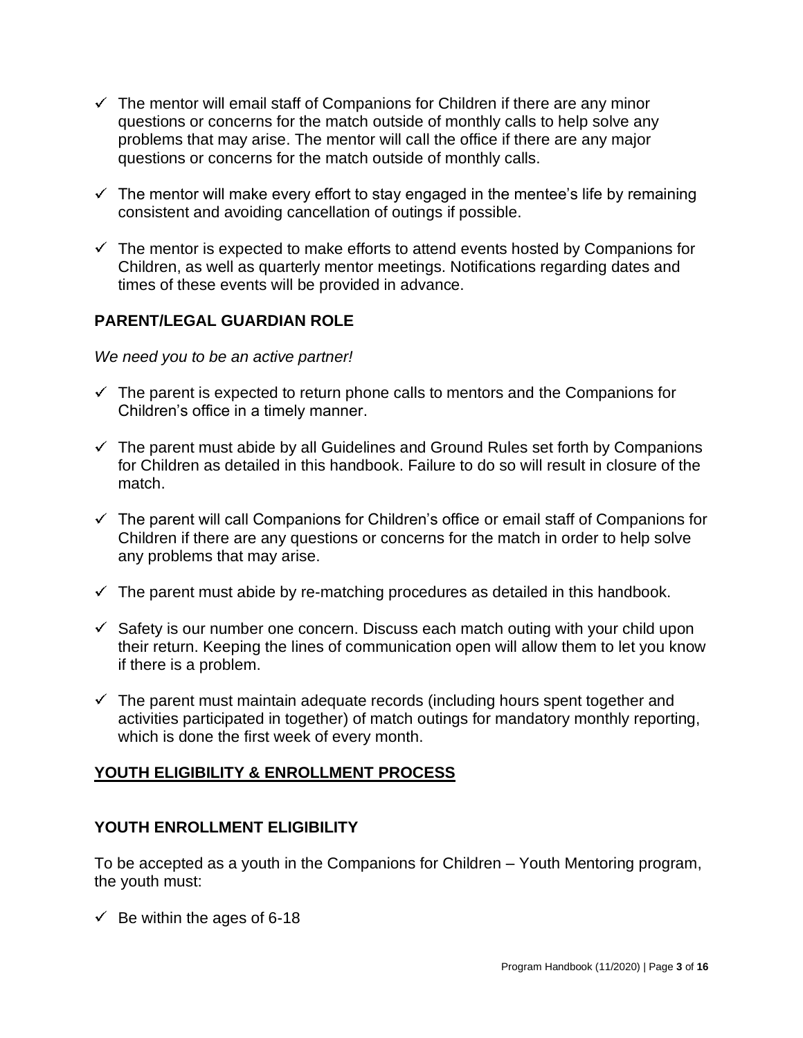- ✓ The mentor will email staff of Companions for Children if there are any minor questions or concerns for the match outside of monthly calls to help solve any problems that may arise. The mentor will call the office if there are any major questions or concerns for the match outside of monthly calls.
- ✓ The mentor will make every effort to stay engaged in the mentee's life by remaining consistent and avoiding cancellation of outings if possible.
- ✓ The mentor is expected to make efforts to attend events hosted by Companions for Children, as well as quarterly mentor meetings. Notifications regarding dates and times of these events will be provided in advance.

### PARENT/LEGAL GUARDIAN ROLE

*We need you to be an active partner!*

- ✓ The parent is expected to return phone calls to mentors and the Companions for Children's office in a timely manner.
- ✓ The parent must abide by all Guidelines and Ground Rules set forth by Companions for Children as detailed in this handbook. Failure to do so will result in closure of the match.
- ✓ The parent will call Companions for Children's office or email staff of Companions for Children if there are any questions or concerns for the match in order to help solve any problems that may arise.
- ✓ The parent must abide by re-matching procedures as detailed in this handbook.
- ✓ Safety is our number one concern. Discuss each match outing with your child upon their return. Keeping the lines of communication open will allow them to let you know if there is a problem.
- ✓ The parent must maintain adequate records (including hours spent together and activities participated in together) of match outings for mandatory monthly reporting, which is done the first week of every month.

## YOUTH ELIGIBILITY & ENROLLMENT PROCESS

### YOUTH ENROLLMENT ELIGIBILITY

To be accepted as a youth in the Companions for Children – Youth Mentoring program, the youth must:

- ✓ Be within the ages of 6-18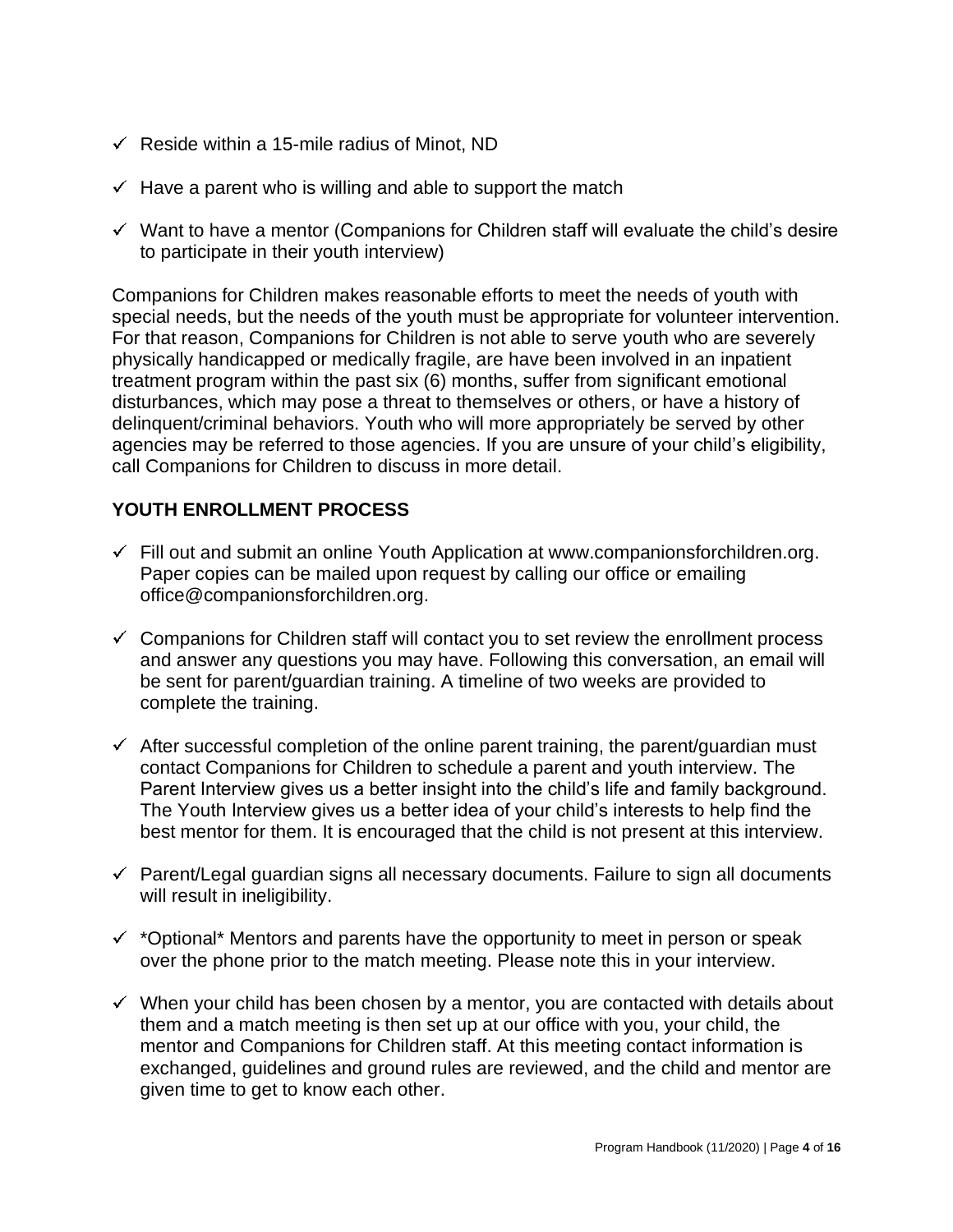- ✓ Reside within a 15-mile radius of Minot, ND
- ✓ Have a parent who is willing and able to support the match
- ✓ Want to have a mentor (Companions for Children staff will evaluate the child's desire to participate in their youth interview)

Companions for Children makes reasonable efforts to meet the needs of youth with special needs, but the needs of the youth must be appropriate for volunteer intervention. For that reason, Companions for Children is not able to serve youth who are severely physically handicapped or medically fragile, are have been involved in an inpatient treatment program within the past six (6) months, suffer from significant emotional disturbances, which may pose a threat to themselves or others, or have a history of delinquent/criminal behaviors. Youth who will more appropriately be served by other agencies may be referred to those agencies. If you are unsure of your child's eligibility, call Companions for Children to discuss in more detail.

## YOUTH ENROLLMENT PROCESS

- ✓ Fill out and submit an online Youth Application at www.companionsforchildren.org. Paper copies can be mailed upon request by calling our office or emailing office@companionsforchildren.org.
- ✓ Companions for Children staff will contact you to set review the enrollment process and answer any questions you may have. Following this conversation, an email will be sent for parent/guardian training. A timeline of two weeks are provided to complete the training.
- ✓ After successful completion of the online parent training, the parent/guardian must contact Companions for Children to schedule a parent and youth interview. The Parent Interview gives us a better insight into the child's life and family background. The Youth Interview gives us a better idea of your child's interests to help find the best mentor for them. It is encouraged that the child is not present at this interview.
- ✓ Parent/Legal guardian signs all necessary documents. Failure to sign all documents will result in ineligibility.
- ✓ *Optional* Mentors and parents have the opportunity to meet in person or speak over the phone prior to the match meeting. Please note this in your interview.
- ✓ When your child has been chosen by a mentor, you are contacted with details about them and a match meeting is then set up at our office with you, your child, the mentor and Companions for Children staff. At this meeting contact information is exchanged, guidelines and ground rules are reviewed, and the child and mentor are given time to get to know each other.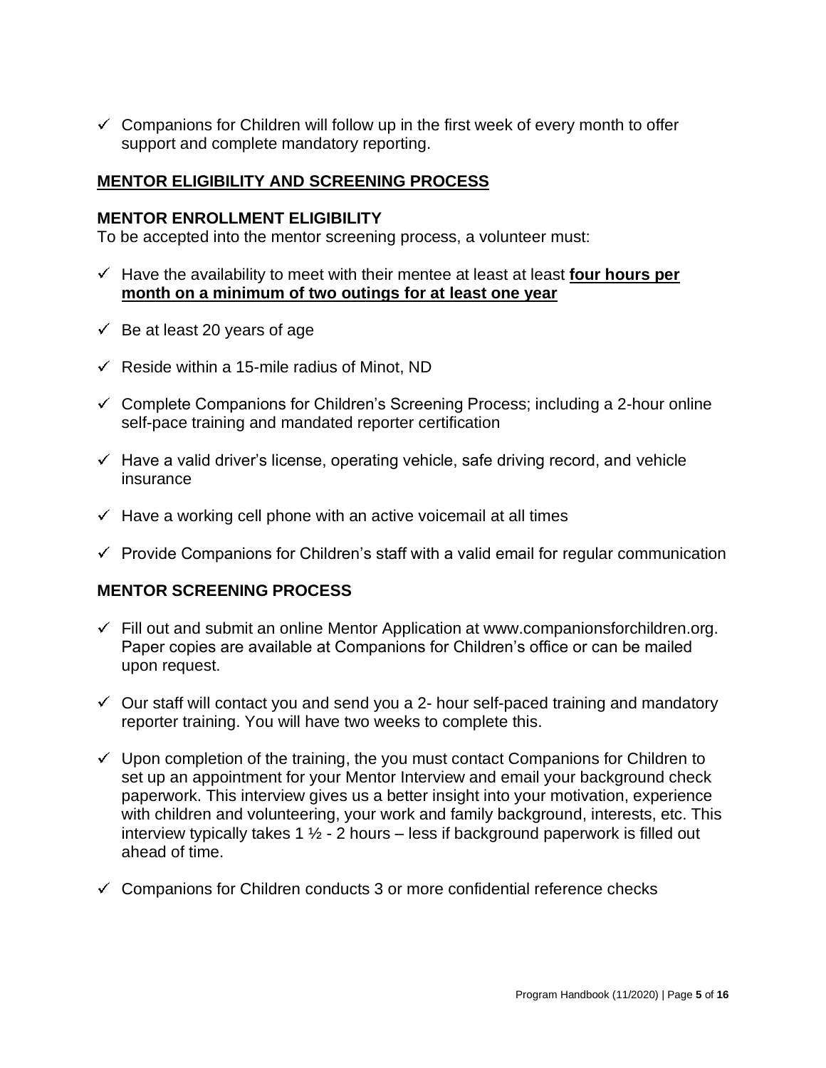- ✓ Companions for Children will follow up in the first week of every month to offer support and complete mandatory reporting.

## MENTOR ELIGIBILITY AND SCREENING PROCESS

### MENTOR ENROLLMENT ELIGIBILITY

To be accepted into the mentor screening process, a volunteer must:

- ✓ Have the availability to meet with their mentee at least at least **four hours per month on a minimum of two outings for at least one year**
- ✓ Be at least 20 years of age
- ✓ Reside within a 15-mile radius of Minot, ND
- ✓ Complete Companions for Children's Screening Process; including a 2-hour online self-pace training and mandated reporter certification
- ✓ Have a valid driver's license, operating vehicle, safe driving record, and vehicle insurance
- ✓ Have a working cell phone with an active voicemail at all times
- ✓ Provide Companions for Children's staff with a valid email for regular communication

### MENTOR SCREENING PROCESS

- ✓ Fill out and submit an online Mentor Application at www.companionsforchildren.org. Paper copies are available at Companions for Children's office or can be mailed upon request.
- ✓ Our staff will contact you and send you a 2- hour self-paced training and mandatory reporter training. You will have two weeks to complete this.
- ✓ Upon completion of the training, the you must contact Companions for Children to set up an appointment for your Mentor Interview and email your background check paperwork. This interview gives us a better insight into your motivation, experience with children and volunteering, your work and family background, interests, etc. This interview typically takes 1 ½ - 2 hours – less if background paperwork is filled out ahead of time.
- ✓ Companions for Children conducts 3 or more confidential reference checks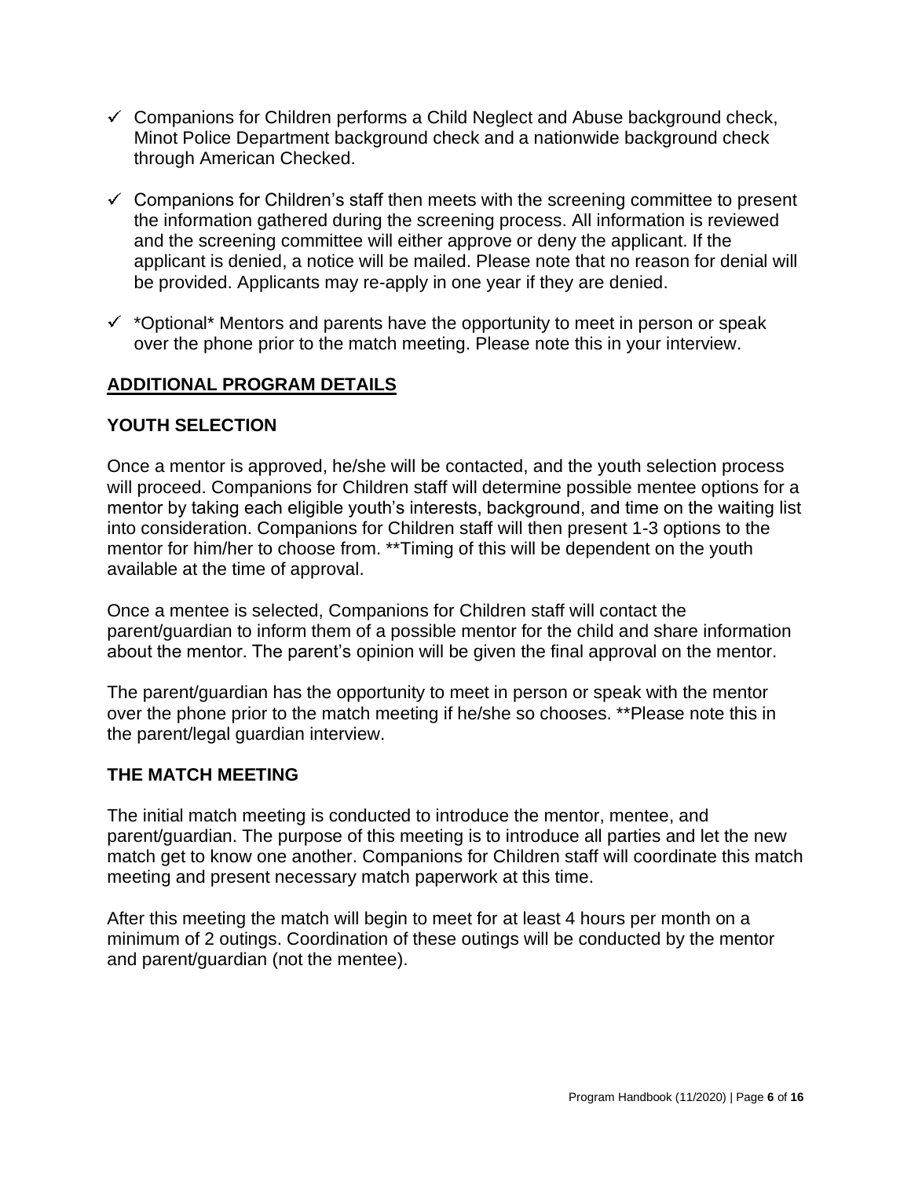- ✓ Companions for Children performs a Child Neglect and Abuse background check, Minot Police Department background check and a nationwide background check through American Checked.
- ✓ Companions for Children's staff then meets with the screening committee to present the information gathered during the screening process. All information is reviewed and the screening committee will either approve or deny the applicant. If the applicant is denied, a notice will be mailed. Please note that no reason for denial will be provided. Applicants may re-apply in one year if they are denied.
- ✓ *Optional* Mentors and parents have the opportunity to meet in person or speak over the phone prior to the match meeting. Please note this in your interview.

## ADDITIONAL PROGRAM DETAILS

### YOUTH SELECTION

Once a mentor is approved, he/she will be contacted, and the youth selection process will proceed. Companions for Children staff will determine possible mentee options for a mentor by taking each eligible youth's interests, background, and time on the waiting list into consideration. Companions for Children staff will then present 1-3 options to the mentor for him/her to choose from. **Timing of this will be dependent on the youth available at the time of approval.

Once a mentee is selected, Companions for Children staff will contact the parent/guardian to inform them of a possible mentor for the child and share information about the mentor. The parent's opinion will be given the final approval on the mentor.

The parent/guardian has the opportunity to meet in person or speak with the mentor over the phone prior to the match meeting if he/she so chooses. **Please note this in the parent/legal guardian interview.

### THE MATCH MEETING

The initial match meeting is conducted to introduce the mentor, mentee, and parent/guardian. The purpose of this meeting is to introduce all parties and let the new match get to know one another. Companions for Children staff will coordinate this match meeting and present necessary match paperwork at this time.

After this meeting the match will begin to meet for at least 4 hours per month on a minimum of 2 outings. Coordination of these outings will be conducted by the mentor and parent/guardian (not the mentee).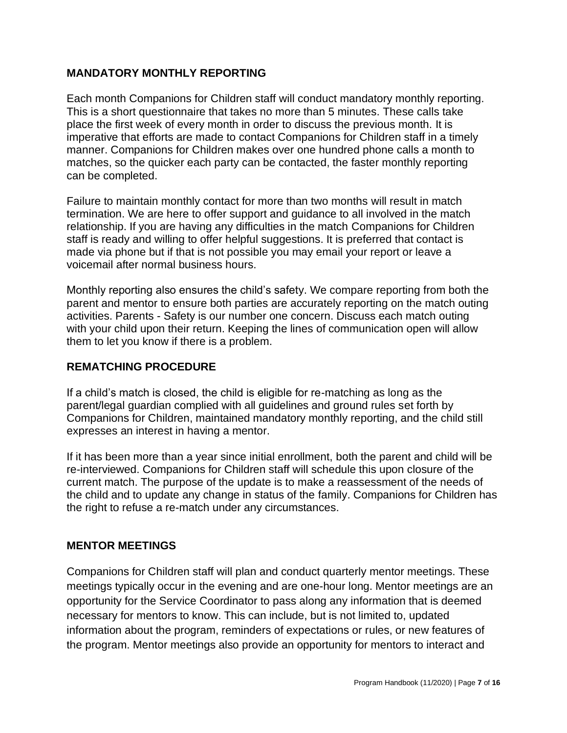## MANDATORY MONTHLY REPORTING

Each month Companions for Children staff will conduct mandatory monthly reporting. This is a short questionnaire that takes no more than 5 minutes. These calls take place the first week of every month in order to discuss the previous month. It is imperative that efforts are made to contact Companions for Children staff in a timely manner. Companions for Children makes over one hundred phone calls a month to matches, so the quicker each party can be contacted, the faster monthly reporting can be completed.

Failure to maintain monthly contact for more than two months will result in match termination. We are here to offer support and guidance to all involved in the match relationship. If you are having any difficulties in the match Companions for Children staff is ready and willing to offer helpful suggestions. It is preferred that contact is made via phone but if that is not possible you may email your report or leave a voicemail after normal business hours.

Monthly reporting also ensures the child's safety. We compare reporting from both the parent and mentor to ensure both parties are accurately reporting on the match outing activities. Parents - Safety is our number one concern. Discuss each match outing with your child upon their return. Keeping the lines of communication open will allow them to let you know if there is a problem.

## REMATCHING PROCEDURE

If a child's match is closed, the child is eligible for re-matching as long as the parent/legal guardian complied with all guidelines and ground rules set forth by Companions for Children, maintained mandatory monthly reporting, and the child still expresses an interest in having a mentor.

If it has been more than a year since initial enrollment, both the parent and child will be re-interviewed. Companions for Children staff will schedule this upon closure of the current match. The purpose of the update is to make a reassessment of the needs of the child and to update any change in status of the family. Companions for Children has the right to refuse a re-match under any circumstances.

## MENTOR MEETINGS

Companions for Children staff will plan and conduct quarterly mentor meetings. These meetings typically occur in the evening and are one-hour long. Mentor meetings are an opportunity for the Service Coordinator to pass along any information that is deemed necessary for mentors to know. This can include, but is not limited to, updated information about the program, reminders of expectations or rules, or new features of the program. Mentor meetings also provide an opportunity for mentors to interact and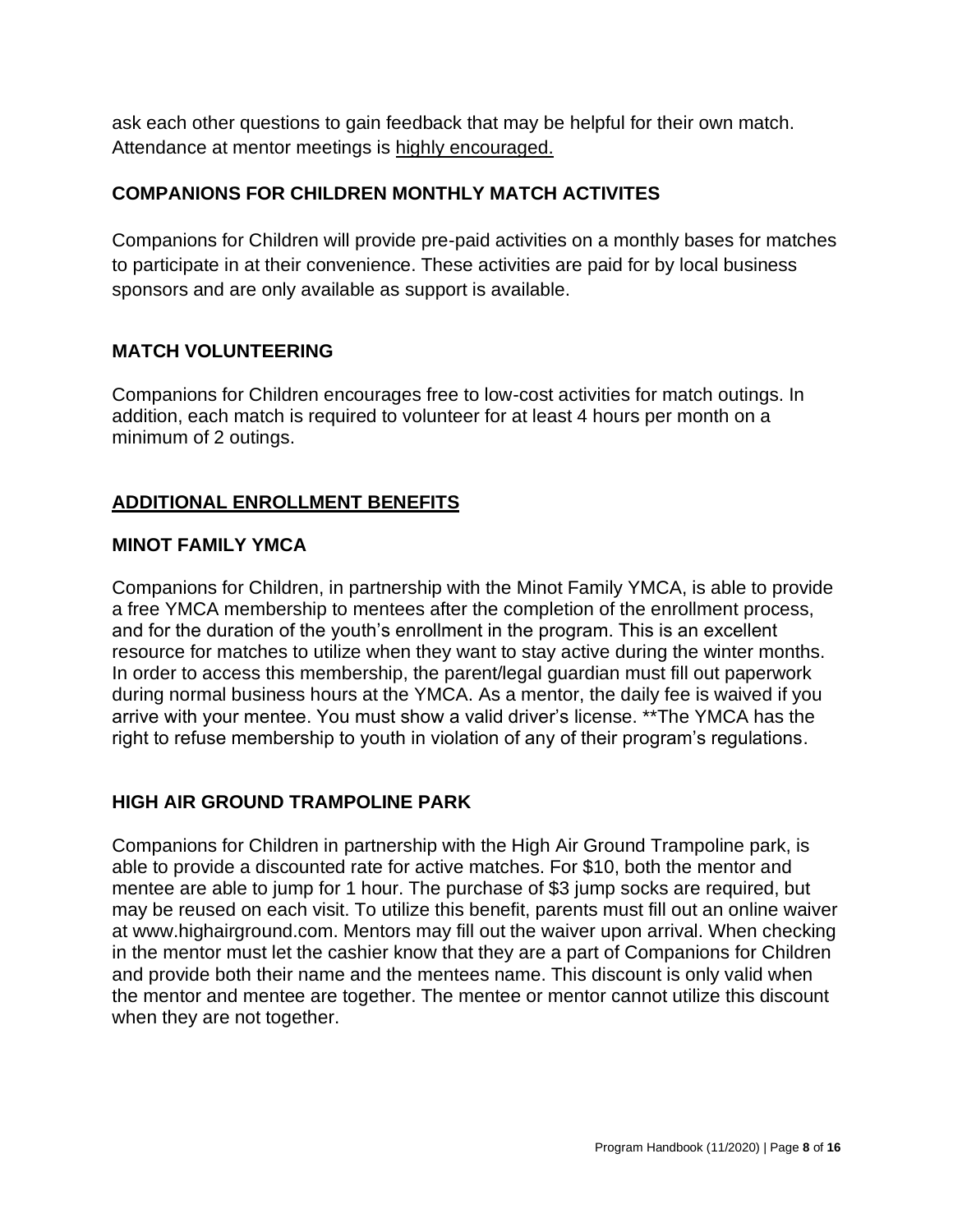ask each other questions to gain feedback that may be helpful for their own match. Attendance at mentor meetings is <u>highly encouraged.</u>

### COMPANIONS FOR CHILDREN MONTHLY MATCH ACTIVITES

Companions for Children will provide pre-paid activities on a monthly bases for matches to participate in at their convenience. These activities are paid for by local business sponsors and are only available as support is available.

### MATCH VOLUNTEERING

Companions for Children encourages free to low-cost activities for match outings. In addition, each match is required to volunteer for at least 4 hours per month on a minimum of 2 outings.

## <u>ADDITIONAL ENROLLMENT BENEFITS</u>

### MINOT FAMILY YMCA

Companions for Children, in partnership with the Minot Family YMCA, is able to provide a free YMCA membership to mentees after the completion of the enrollment process, and for the duration of the youth's enrollment in the program. This is an excellent resource for matches to utilize when they want to stay active during the winter months. In order to access this membership, the parent/legal guardian must fill out paperwork during normal business hours at the YMCA. As a mentor, the daily fee is waived if you arrive with your mentee. You must show a valid driver's license. **The YMCA has the right to refuse membership to youth in violation of any of their program's regulations.

### HIGH AIR GROUND TRAMPOLINE PARK

Companions for Children in partnership with the High Air Ground Trampoline park, is able to provide a discounted rate for active matches. For $10, both the mentor and mentee are able to jump for 1 hour. The purchase of $3 jump socks are required, but may be reused on each visit. To utilize this benefit, parents must fill out an online waiver at www.highairground.com. Mentors may fill out the waiver upon arrival. When checking in the mentor must let the cashier know that they are a part of Companions for Children and provide both their name and the mentees name. This discount is only valid when the mentor and mentee are together. The mentee or mentor cannot utilize this discount when they are not together.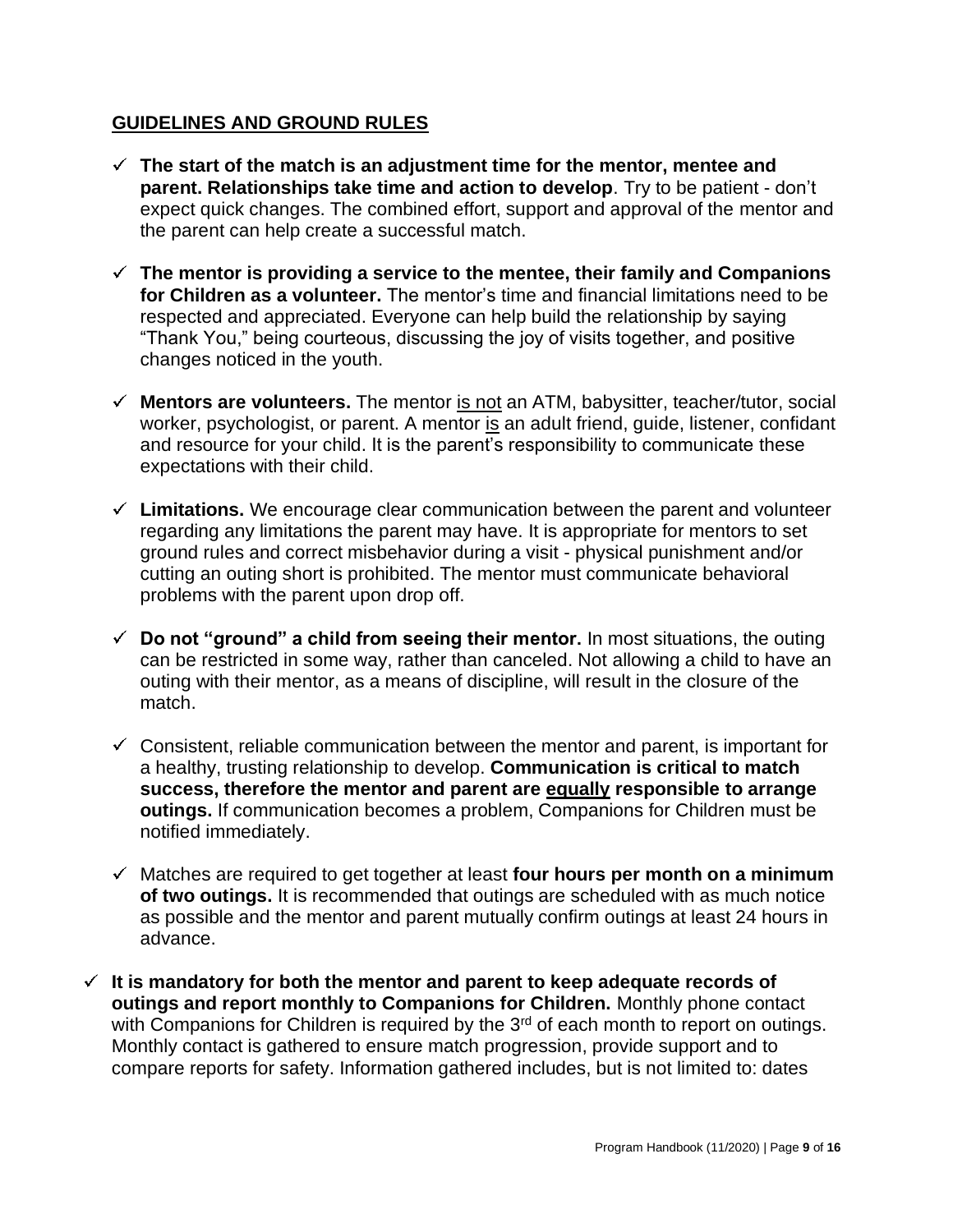## GUIDELINES AND GROUND RULES

- ✓ **The start of the match is an adjustment time for the mentor, mentee and parent. Relationships take time and action to develop**. Try to be patient - don't expect quick changes. The combined effort, support and approval of the mentor and the parent can help create a successful match.
- ✓ **The mentor is providing a service to the mentee, their family and Companions for Children as a volunteer.** The mentor's time and financial limitations need to be respected and appreciated. Everyone can help build the relationship by saying "Thank You," being courteous, discussing the joy of visits together, and positive changes noticed in the youth.
- ✓ **Mentors are volunteers.** The mentor <u>is not</u> an ATM, babysitter, teacher/tutor, social worker, psychologist, or parent. A mentor <u>is</u> an adult friend, guide, listener, confidant and resource for your child. It is the parent's responsibility to communicate these expectations with their child.
- ✓ **Limitations.** We encourage clear communication between the parent and volunteer regarding any limitations the parent may have. It is appropriate for mentors to set ground rules and correct misbehavior during a visit - physical punishment and/or cutting an outing short is prohibited. The mentor must communicate behavioral problems with the parent upon drop off.
- ✓ **Do not "ground" a child from seeing their mentor.** In most situations, the outing can be restricted in some way, rather than canceled. Not allowing a child to have an outing with their mentor, as a means of discipline, will result in the closure of the match.
- ✓ Consistent, reliable communication between the mentor and parent, is important for a healthy, trusting relationship to develop. **Communication is critical to match success, therefore the mentor and parent are <u>equally</u> responsible to arrange outings.** If communication becomes a problem, Companions for Children must be notified immediately.
- ✓ Matches are required to get together at least **four hours per month on a minimum of two outings.** It is recommended that outings are scheduled with as much notice as possible and the mentor and parent mutually confirm outings at least 24 hours in advance.
- ✓ **It is mandatory for both the mentor and parent to keep adequate records of outings and report monthly to Companions for Children.** Monthly phone contact with Companions for Children is required by the 3rd of each month to report on outings. Monthly contact is gathered to ensure match progression, provide support and to compare reports for safety. Information gathered includes, but is not limited to: dates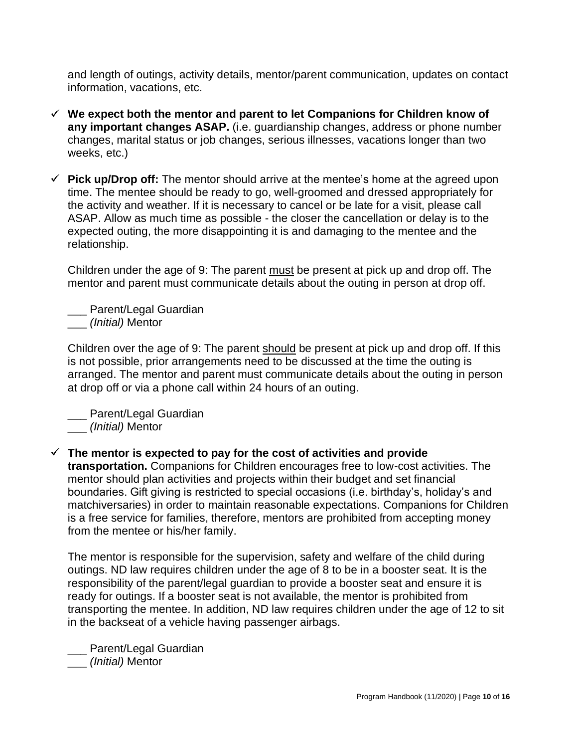and length of outings, activity details, mentor/parent communication, updates on contact information, vacations, etc.

- ✓ **We expect both the mentor and parent to let Companions for Children know of any important changes ASAP.** (i.e. guardianship changes, address or phone number changes, marital status or job changes, serious illnesses, vacations longer than two weeks, etc.)

- ✓ **Pick up/Drop off:** The mentor should arrive at the mentee's home at the agreed upon time. The mentee should be ready to go, well-groomed and dressed appropriately for the activity and weather. If it is necessary to cancel or be late for a visit, please call ASAP. Allow as much time as possible - the closer the cancellation or delay is to the expected outing, the more disappointing it is and damaging to the mentee and the relationship.

  Children under the age of 9: The parent <u>must</u> be present at pick up and drop off. The mentor and parent must communicate details about the outing in person at drop off.

  \_\_\_ Parent/Legal Guardian
  \_\_\_ *(Initial)* Mentor

  Children over the age of 9: The parent <u>should</u> be present at pick up and drop off. If this is not possible, prior arrangements need to be discussed at the time the outing is arranged. The mentor and parent must communicate details about the outing in person at drop off or via a phone call within 24 hours of an outing.

  \_\_\_ Parent/Legal Guardian
  \_\_\_ *(Initial)* Mentor

- ✓ **The mentor is expected to pay for the cost of activities and provide transportation.** Companions for Children encourages free to low-cost activities. The mentor should plan activities and projects within their budget and set financial boundaries. Gift giving is restricted to special occasions (i.e. birthday's, holiday's and matchiversaries) in order to maintain reasonable expectations. Companions for Children is a free service for families, therefore, mentors are prohibited from accepting money from the mentee or his/her family.

  The mentor is responsible for the supervision, safety and welfare of the child during outings. ND law requires children under the age of 8 to be in a booster seat. It is the responsibility of the parent/legal guardian to provide a booster seat and ensure it is ready for outings. If a booster seat is not available, the mentor is prohibited from transporting the mentee. In addition, ND law requires children under the age of 12 to sit in the backseat of a vehicle having passenger airbags.

  \_\_\_ Parent/Legal Guardian
  \_\_\_ *(Initial)* Mentor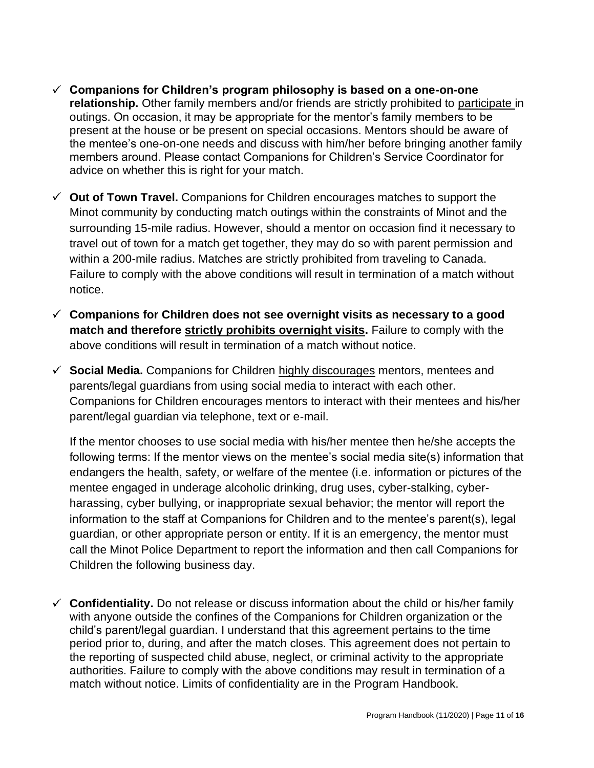- ✓ **Companions for Children's program philosophy is based on a one-on-one relationship.** Other family members and/or friends are strictly prohibited to participate in outings. On occasion, it may be appropriate for the mentor's family members to be present at the house or be present on special occasions. Mentors should be aware of the mentee's one-on-one needs and discuss with him/her before bringing another family members around. Please contact Companions for Children's Service Coordinator for advice on whether this is right for your match.

- ✓ **Out of Town Travel.** Companions for Children encourages matches to support the Minot community by conducting match outings within the constraints of Minot and the surrounding 15-mile radius. However, should a mentor on occasion find it necessary to travel out of town for a match get together, they may do so with parent permission and within a 200-mile radius. Matches are strictly prohibited from traveling to Canada. Failure to comply with the above conditions will result in termination of a match without notice.

- ✓ **Companions for Children does not see overnight visits as necessary to a good match and therefore strictly prohibits overnight visits.** Failure to comply with the above conditions will result in termination of a match without notice.

- ✓ **Social Media.** Companions for Children highly discourages mentors, mentees and parents/legal guardians from using social media to interact with each other. Companions for Children encourages mentors to interact with their mentees and his/her parent/legal guardian via telephone, text or e-mail.

  If the mentor chooses to use social media with his/her mentee then he/she accepts the following terms: If the mentor views on the mentee's social media site(s) information that endangers the health, safety, or welfare of the mentee (i.e. information or pictures of the mentee engaged in underage alcoholic drinking, drug uses, cyber-stalking, cyber-harassing, cyber bullying, or inappropriate sexual behavior; the mentor will report the information to the staff at Companions for Children and to the mentee's parent(s), legal guardian, or other appropriate person or entity. If it is an emergency, the mentor must call the Minot Police Department to report the information and then call Companions for Children the following business day.

- ✓ **Confidentiality.** Do not release or discuss information about the child or his/her family with anyone outside the confines of the Companions for Children organization or the child's parent/legal guardian. I understand that this agreement pertains to the time period prior to, during, and after the match closes. This agreement does not pertain to the reporting of suspected child abuse, neglect, or criminal activity to the appropriate authorities. Failure to comply with the above conditions may result in termination of a match without notice. Limits of confidentiality are in the Program Handbook.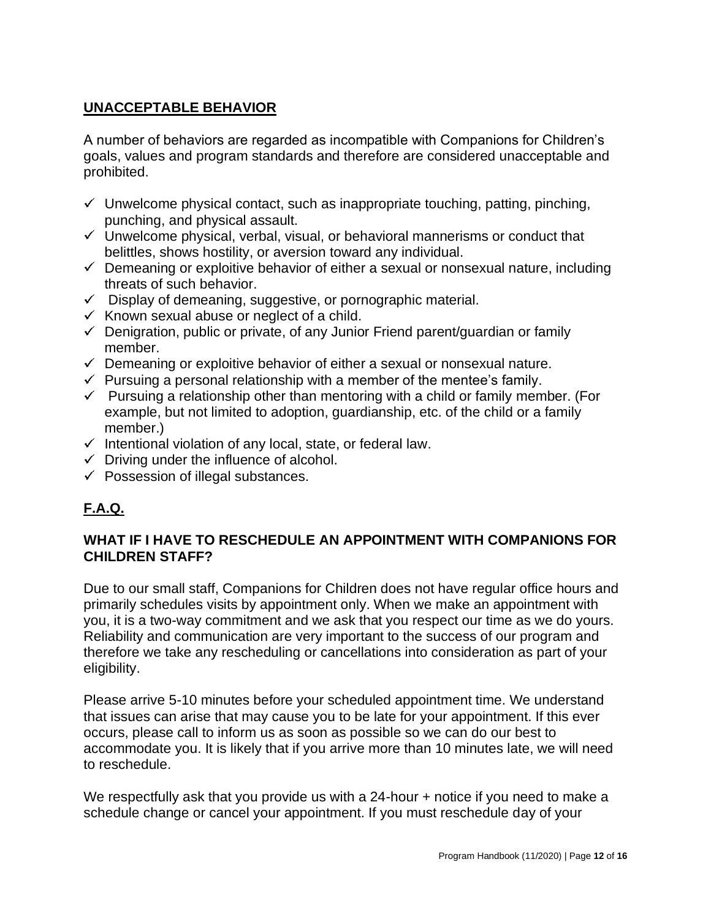## UNACCEPTABLE BEHAVIOR

A number of behaviors are regarded as incompatible with Companions for Children's goals, values and program standards and therefore are considered unacceptable and prohibited.

- ✓ Unwelcome physical contact, such as inappropriate touching, patting, pinching, punching, and physical assault.
- ✓ Unwelcome physical, verbal, visual, or behavioral mannerisms or conduct that belittles, shows hostility, or aversion toward any individual.
- ✓ Demeaning or exploitive behavior of either a sexual or nonsexual nature, including threats of such behavior.
- ✓ Display of demeaning, suggestive, or pornographic material.
- ✓ Known sexual abuse or neglect of a child.
- ✓ Denigration, public or private, of any Junior Friend parent/guardian or family member.
- ✓ Demeaning or exploitive behavior of either a sexual or nonsexual nature.
- ✓ Pursuing a personal relationship with a member of the mentee's family.
- ✓ Pursuing a relationship other than mentoring with a child or family member. (For example, but not limited to adoption, guardianship, etc. of the child or a family member.)
- ✓ Intentional violation of any local, state, or federal law.
- ✓ Driving under the influence of alcohol.
- ✓ Possession of illegal substances.

## F.A.Q.

### WHAT IF I HAVE TO RESCHEDULE AN APPOINTMENT WITH COMPANIONS FOR CHILDREN STAFF?

Due to our small staff, Companions for Children does not have regular office hours and primarily schedules visits by appointment only. When we make an appointment with you, it is a two-way commitment and we ask that you respect our time as we do yours. Reliability and communication are very important to the success of our program and therefore we take any rescheduling or cancellations into consideration as part of your eligibility.

Please arrive 5-10 minutes before your scheduled appointment time. We understand that issues can arise that may cause you to be late for your appointment. If this ever occurs, please call to inform us as soon as possible so we can do our best to accommodate you. It is likely that if you arrive more than 10 minutes late, we will need to reschedule.

We respectfully ask that you provide us with a 24-hour + notice if you need to make a schedule change or cancel your appointment. If you must reschedule day of your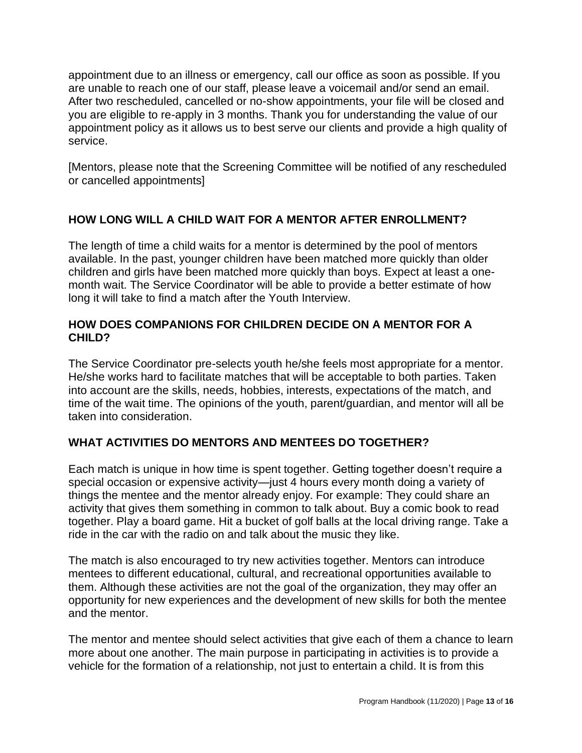appointment due to an illness or emergency, call our office as soon as possible. If you are unable to reach one of our staff, please leave a voicemail and/or send an email. After two rescheduled, cancelled or no-show appointments, your file will be closed and you are eligible to re-apply in 3 months. Thank you for understanding the value of our appointment policy as it allows us to best serve our clients and provide a high quality of service.

[Mentors, please note that the Screening Committee will be notified of any rescheduled or cancelled appointments]

## HOW LONG WILL A CHILD WAIT FOR A MENTOR AFTER ENROLLMENT?

The length of time a child waits for a mentor is determined by the pool of mentors available. In the past, younger children have been matched more quickly than older children and girls have been matched more quickly than boys. Expect at least a one-month wait. The Service Coordinator will be able to provide a better estimate of how long it will take to find a match after the Youth Interview.

## HOW DOES COMPANIONS FOR CHILDREN DECIDE ON A MENTOR FOR A CHILD?

The Service Coordinator pre-selects youth he/she feels most appropriate for a mentor. He/she works hard to facilitate matches that will be acceptable to both parties. Taken into account are the skills, needs, hobbies, interests, expectations of the match, and time of the wait time. The opinions of the youth, parent/guardian, and mentor will all be taken into consideration.

## WHAT ACTIVITIES DO MENTORS AND MENTEES DO TOGETHER?

Each match is unique in how time is spent together. Getting together doesn't require a special occasion or expensive activity—just 4 hours every month doing a variety of things the mentee and the mentor already enjoy. For example: They could share an activity that gives them something in common to talk about. Buy a comic book to read together. Play a board game. Hit a bucket of golf balls at the local driving range. Take a ride in the car with the radio on and talk about the music they like.

The match is also encouraged to try new activities together. Mentors can introduce mentees to different educational, cultural, and recreational opportunities available to them. Although these activities are not the goal of the organization, they may offer an opportunity for new experiences and the development of new skills for both the mentee and the mentor.

The mentor and mentee should select activities that give each of them a chance to learn more about one another. The main purpose in participating in activities is to provide a vehicle for the formation of a relationship, not just to entertain a child. It is from this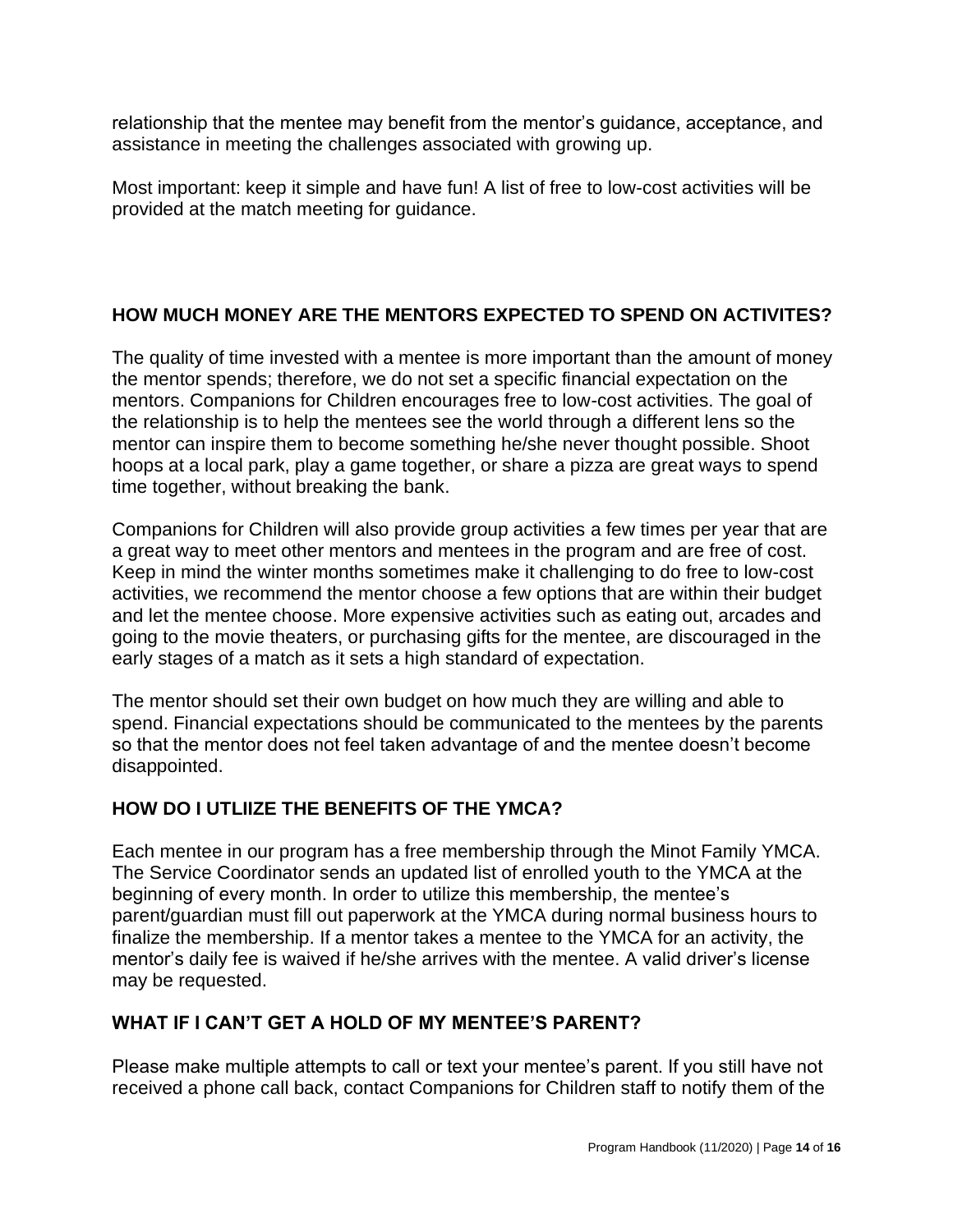relationship that the mentee may benefit from the mentor's guidance, acceptance, and assistance in meeting the challenges associated with growing up.

Most important: keep it simple and have fun! A list of free to low-cost activities will be provided at the match meeting for guidance.

## HOW MUCH MONEY ARE THE MENTORS EXPECTED TO SPEND ON ACTIVITES?

The quality of time invested with a mentee is more important than the amount of money the mentor spends; therefore, we do not set a specific financial expectation on the mentors. Companions for Children encourages free to low-cost activities. The goal of the relationship is to help the mentees see the world through a different lens so the mentor can inspire them to become something he/she never thought possible. Shoot hoops at a local park, play a game together, or share a pizza are great ways to spend time together, without breaking the bank.

Companions for Children will also provide group activities a few times per year that are a great way to meet other mentors and mentees in the program and are free of cost. Keep in mind the winter months sometimes make it challenging to do free to low-cost activities, we recommend the mentor choose a few options that are within their budget and let the mentee choose. More expensive activities such as eating out, arcades and going to the movie theaters, or purchasing gifts for the mentee, are discouraged in the early stages of a match as it sets a high standard of expectation.

The mentor should set their own budget on how much they are willing and able to spend. Financial expectations should be communicated to the mentees by the parents so that the mentor does not feel taken advantage of and the mentee doesn't become disappointed.

## HOW DO I UTLIIZE THE BENEFITS OF THE YMCA?

Each mentee in our program has a free membership through the Minot Family YMCA. The Service Coordinator sends an updated list of enrolled youth to the YMCA at the beginning of every month. In order to utilize this membership, the mentee's parent/guardian must fill out paperwork at the YMCA during normal business hours to finalize the membership. If a mentor takes a mentee to the YMCA for an activity, the mentor's daily fee is waived if he/she arrives with the mentee. A valid driver's license may be requested.

## WHAT IF I CAN'T GET A HOLD OF MY MENTEE'S PARENT?

Please make multiple attempts to call or text your mentee's parent. If you still have not received a phone call back, contact Companions for Children staff to notify them of the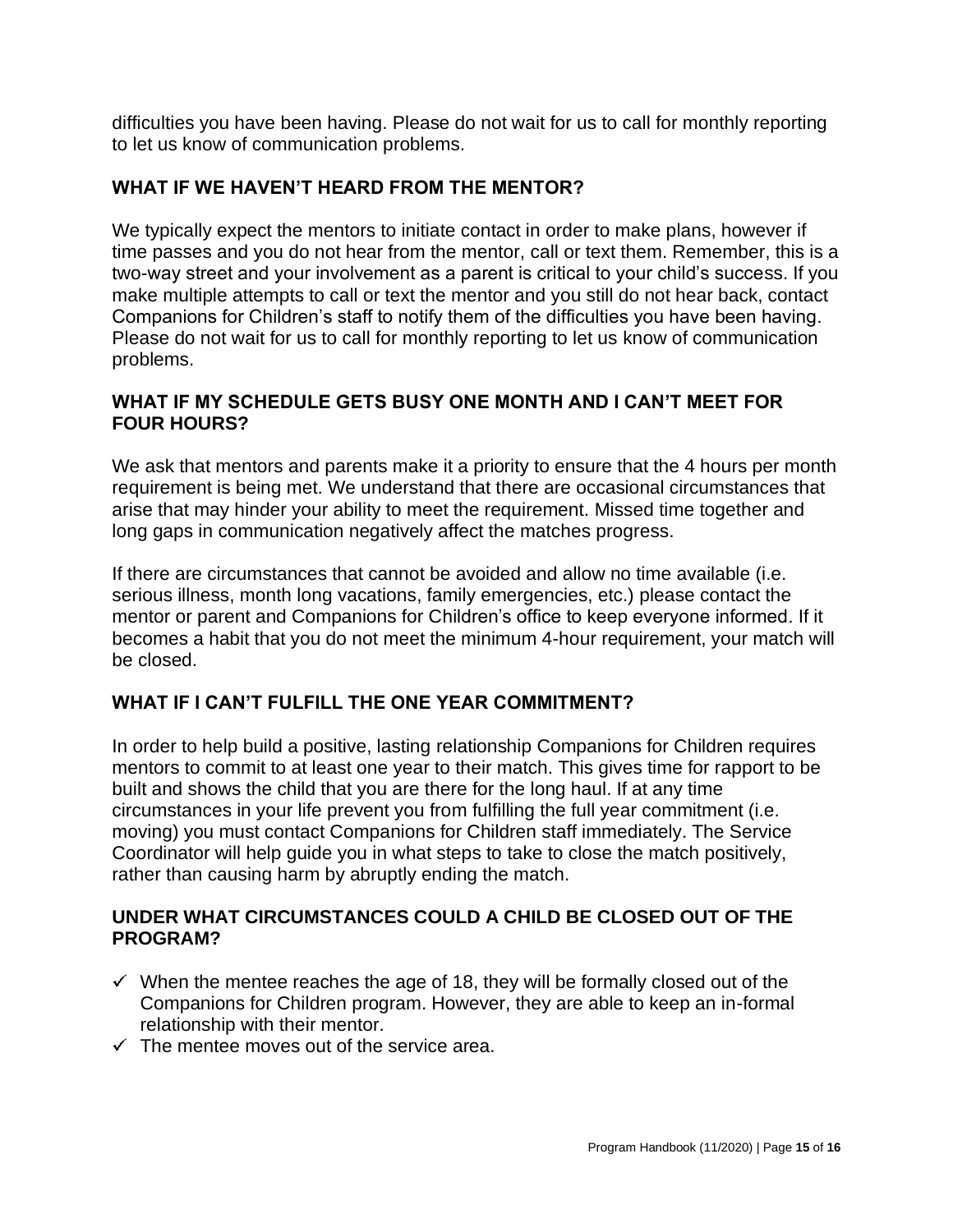difficulties you have been having. Please do not wait for us to call for monthly reporting to let us know of communication problems.

### WHAT IF WE HAVEN'T HEARD FROM THE MENTOR?

We typically expect the mentors to initiate contact in order to make plans, however if time passes and you do not hear from the mentor, call or text them. Remember, this is a two-way street and your involvement as a parent is critical to your child's success. If you make multiple attempts to call or text the mentor and you still do not hear back, contact Companions for Children's staff to notify them of the difficulties you have been having. Please do not wait for us to call for monthly reporting to let us know of communication problems.

### WHAT IF MY SCHEDULE GETS BUSY ONE MONTH AND I CAN'T MEET FOR FOUR HOURS?

We ask that mentors and parents make it a priority to ensure that the 4 hours per month requirement is being met. We understand that there are occasional circumstances that arise that may hinder your ability to meet the requirement. Missed time together and long gaps in communication negatively affect the matches progress.

If there are circumstances that cannot be avoided and allow no time available (i.e. serious illness, month long vacations, family emergencies, etc.) please contact the mentor or parent and Companions for Children's office to keep everyone informed. If it becomes a habit that you do not meet the minimum 4-hour requirement, your match will be closed.

### WHAT IF I CAN'T FULFILL THE ONE YEAR COMMITMENT?

In order to help build a positive, lasting relationship Companions for Children requires mentors to commit to at least one year to their match. This gives time for rapport to be built and shows the child that you are there for the long haul. If at any time circumstances in your life prevent you from fulfilling the full year commitment (i.e. moving) you must contact Companions for Children staff immediately. The Service Coordinator will help guide you in what steps to take to close the match positively, rather than causing harm by abruptly ending the match.

### UNDER WHAT CIRCUMSTANCES COULD A CHILD BE CLOSED OUT OF THE PROGRAM?

- ✓ When the mentee reaches the age of 18, they will be formally closed out of the Companions for Children program. However, they are able to keep an in-formal relationship with their mentor.
- ✓ The mentee moves out of the service area.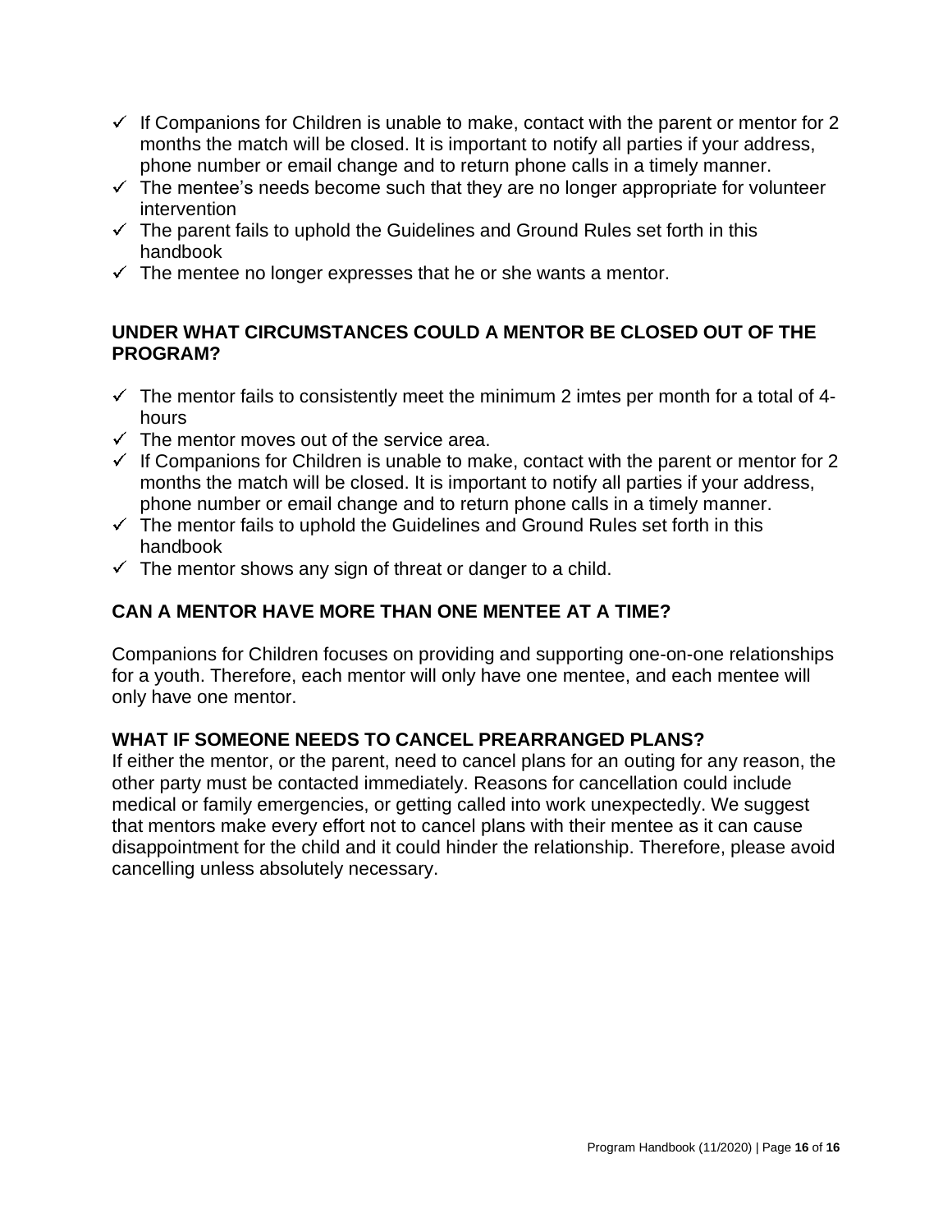- ✓ If Companions for Children is unable to make, contact with the parent or mentor for 2 months the match will be closed. It is important to notify all parties if your address, phone number or email change and to return phone calls in a timely manner.
- ✓ The mentee's needs become such that they are no longer appropriate for volunteer intervention
- ✓ The parent fails to uphold the Guidelines and Ground Rules set forth in this handbook
- ✓ The mentee no longer expresses that he or she wants a mentor.

### UNDER WHAT CIRCUMSTANCES COULD A MENTOR BE CLOSED OUT OF THE PROGRAM?

- ✓ The mentor fails to consistently meet the minimum 2 imtes per month for a total of 4-hours
- ✓ The mentor moves out of the service area.
- ✓ If Companions for Children is unable to make, contact with the parent or mentor for 2 months the match will be closed. It is important to notify all parties if your address, phone number or email change and to return phone calls in a timely manner.
- ✓ The mentor fails to uphold the Guidelines and Ground Rules set forth in this handbook
- ✓ The mentor shows any sign of threat or danger to a child.

### CAN A MENTOR HAVE MORE THAN ONE MENTEE AT A TIME?

Companions for Children focuses on providing and supporting one-on-one relationships for a youth. Therefore, each mentor will only have one mentee, and each mentee will only have one mentor.

### WHAT IF SOMEONE NEEDS TO CANCEL PREARRANGED PLANS?

If either the mentor, or the parent, need to cancel plans for an outing for any reason, the other party must be contacted immediately. Reasons for cancellation could include medical or family emergencies, or getting called into work unexpectedly. We suggest that mentors make every effort not to cancel plans with their mentee as it can cause disappointment for the child and it could hinder the relationship. Therefore, please avoid cancelling unless absolutely necessary.